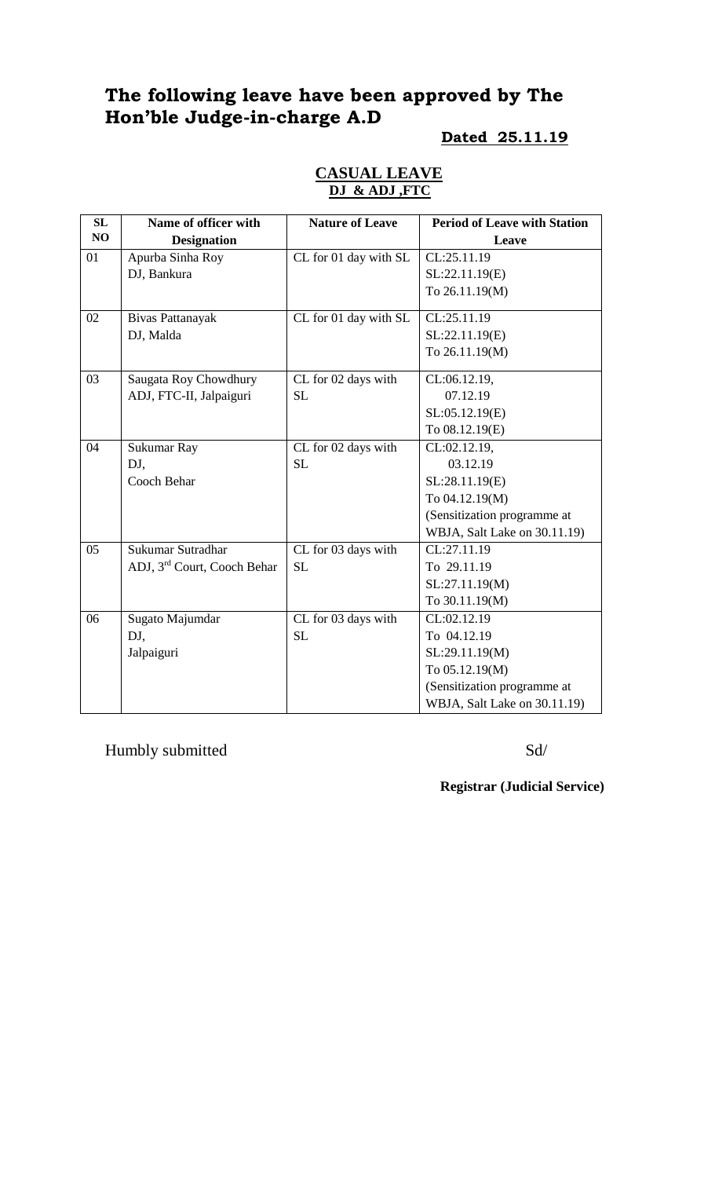# The following leave have been approved by The Hon'ble Judge-in-charge A.D

**Dated 25.11.19**

**CASUAL LEAVE**
**DJ & ADJ ,FTC**

| SL NO | Name of officer with Designation | Nature of Leave | Period of Leave with Station Leave |
|---|---|---|---|
| 01 | Apurba Sinha Roy<br>DJ, Bankura | CL for 01 day with SL | CL:25.11.19<br>SL:22.11.19(E)<br>To 26.11.19(M) |
| 02 | Bivas Pattanayak<br>DJ, Malda | CL for 01 day with SL | CL:25.11.19<br>SL:22.11.19(E)<br>To 26.11.19(M) |
| 03 | Saugata Roy Chowdhury<br>ADJ, FTC-II, Jalpaiguri | CL for 02 days with SL | CL:06.12.19,<br>07.12.19<br>SL:05.12.19(E)<br>To 08.12.19(E) |
| 04 | Sukumar Ray<br>DJ,<br>Cooch Behar | CL for 02 days with SL | CL:02.12.19,<br>03.12.19<br>SL:28.11.19(E)<br>To 04.12.19(M)<br>(Sensitization programme at WBJA, Salt Lake on 30.11.19) |
| 05 | Sukumar Sutradhar<br>ADJ, 3rd Court, Cooch Behar | CL for 03 days with SL | CL:27.11.19<br>To 29.11.19<br>SL:27.11.19(M)<br>To 30.11.19(M) |
| 06 | Sugato Majumdar<br>DJ,<br>Jalpaiguri | CL for 03 days with SL | CL:02.12.19<br>To 04.12.19<br>SL:29.11.19(M)<br>To 05.12.19(M)<br>(Sensitization programme at WBJA, Salt Lake on 30.11.19) |

Humbly submitted

Sd/

**Registrar (Judicial Service)**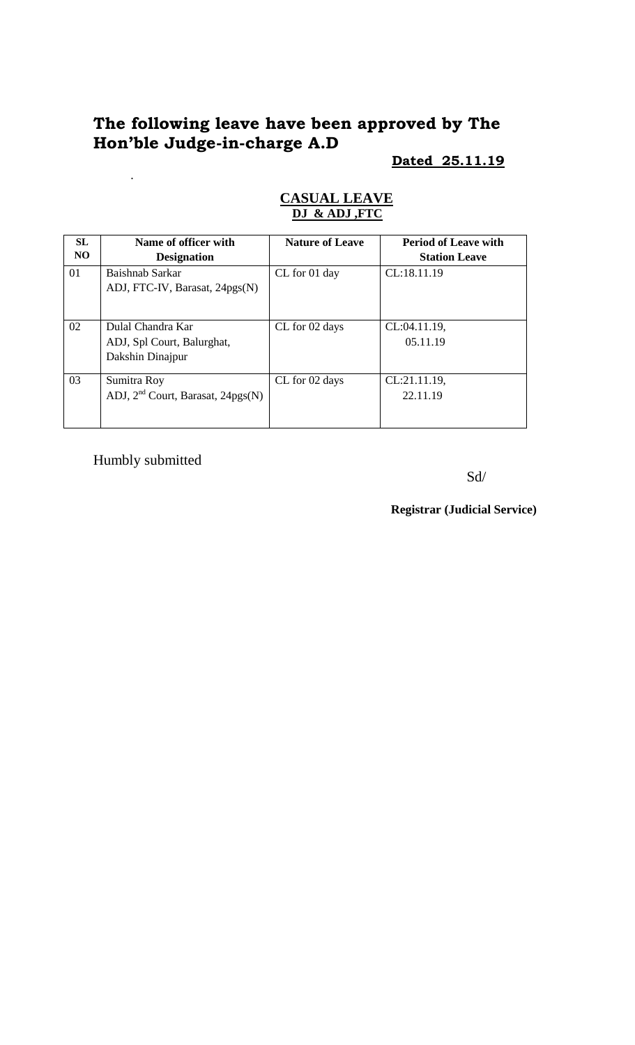## The following leave have been approved by The Hon'ble Judge-in-charge A.D

**Dated 25.11.19**

.

**CASUAL LEAVE**

**DJ & ADJ ,FTC**

| SL NO | Name of officer with Designation | Nature of Leave | Period of Leave with Station Leave |
|---|---|---|---|
| 01 | Baishnab Sarkar<br>ADJ, FTC-IV, Barasat, 24pgs(N) | CL for 01 day | CL:18.11.19 |
| 02 | Dulal Chandra Kar<br>ADJ, Spl Court, Balurghat, Dakshin Dinajpur | CL for 02 days | CL:04.11.19,<br>05.11.19 |
| 03 | Sumitra Roy<br>ADJ, 2nd Court, Barasat, 24pgs(N) | CL for 02 days | CL:21.11.19,<br>22.11.19 |

Humbly submitted

Sd/

**Registrar (Judicial Service)**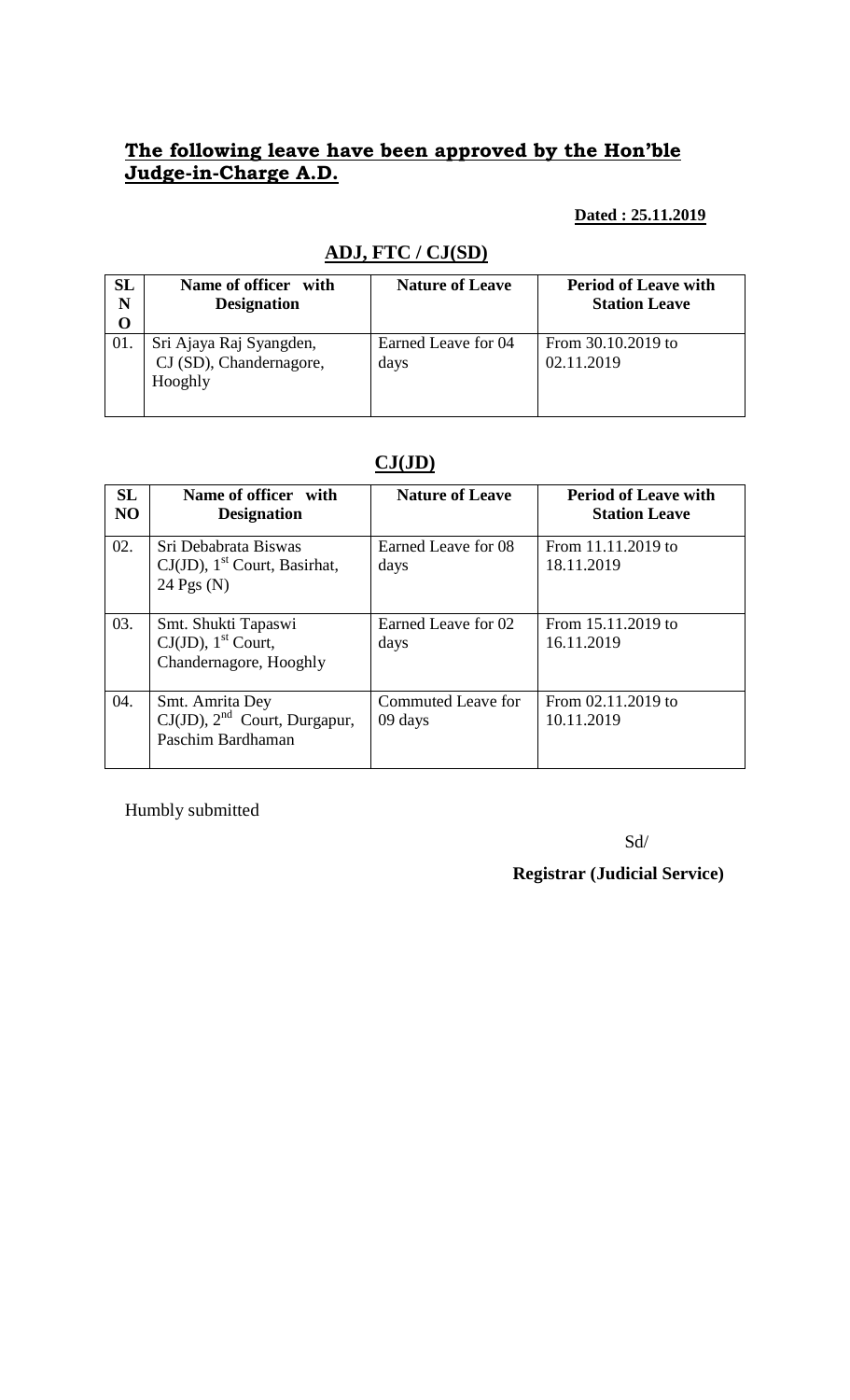## **The following leave have been approved by the Hon'ble Judge-in-Charge A.D.**

**Dated : 25.11.2019**

### ADJ, FTC / CJ(SD)

| SL NO | Name of officer with Designation | Nature of Leave | Period of Leave with Station Leave |
|---|---|---|---|
| 01. | Sri Ajaya Raj Syangden, CJ (SD), Chandernagore, Hooghly | Earned Leave for 04 days | From 30.10.2019 to 02.11.2019 |

### CJ(JD)

| SL NO | Name of officer with Designation | Nature of Leave | Period of Leave with Station Leave |
|---|---|---|---|
| 02. | Sri Debabrata Biswas CJ(JD), 1st Court, Basirhat, 24 Pgs (N) | Earned Leave for 08 days | From 11.11.2019 to 18.11.2019 |
| 03. | Smt. Shukti Tapaswi CJ(JD), 1st Court, Chandernagore, Hooghly | Earned Leave for 02 days | From 15.11.2019 to 16.11.2019 |
| 04. | Smt. Amrita Dey CJ(JD), 2nd Court, Durgapur, Paschim Bardhaman | Commuted Leave for 09 days | From 02.11.2019 to 10.11.2019 |

Humbly submitted

Sd/

**Registrar (Judicial Service)**